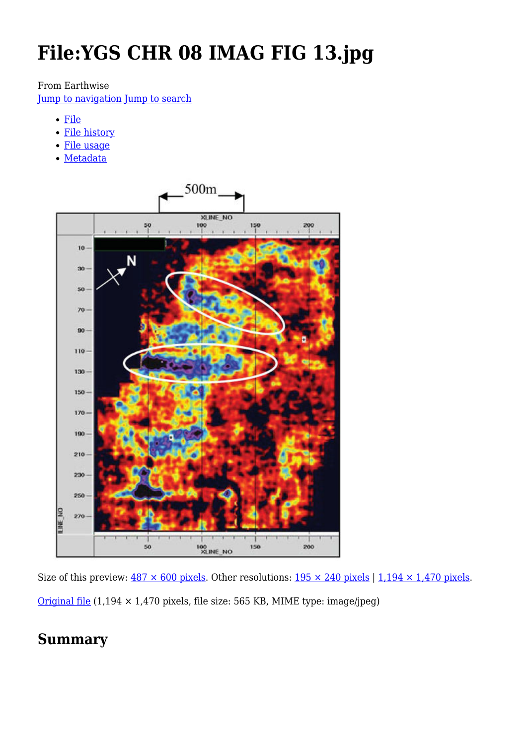# File:YGS CHR 08 IMAG FIG 13.jpg

From Earthwise

Jump to navigation Jump to search

- File
- File history
- File usage
- Metadata

Size of this preview: 487 × 600 pixels. Other resolutions: 195 × 240 pixels | 1,194 × 1,470 pixels.

Original file (1,194 × 1,470 pixels, file size: 565 KB, MIME type: image/jpeg)

## Summary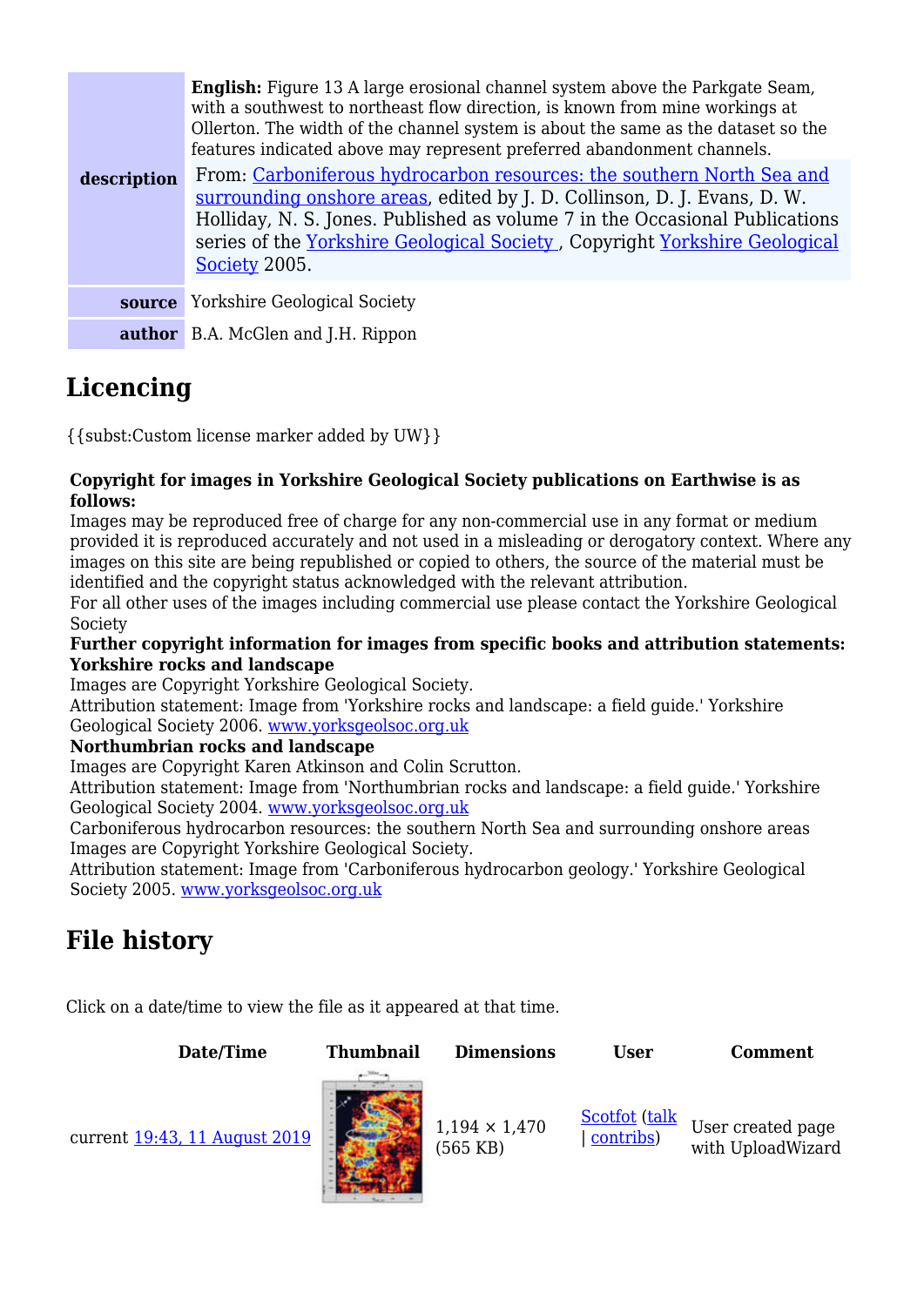| | |
|---|---|
| **description** | **English:** Figure 13 A large erosional channel system above the Parkgate Seam, with a southwest to northeast flow direction, is known from mine workings at Ollerton. The width of the channel system is about the same as the dataset so the features indicated above may represent preferred abandonment channels. From: Carboniferous hydrocarbon resources: the southern North Sea and surrounding onshore areas, edited by J. D. Collinson, D. J. Evans, D. W. Holliday, N. S. Jones. Published as volume 7 in the Occasional Publications series of the Yorkshire Geological Society , Copyright Yorkshire Geological Society 2005. |
| **source** | Yorkshire Geological Society |
| **author** | B.A. McGlen and J.H. Rippon |

# Licencing

{{subst:Custom license marker added by UW}}

**Copyright for images in Yorkshire Geological Society publications on Earthwise is as follows:**
Images may be reproduced free of charge for any non-commercial use in any format or medium provided it is reproduced accurately and not used in a misleading or derogatory context. Where any images on this site are being republished or copied to others, the source of the material must be identified and the copyright status acknowledged with the relevant attribution.
For all other uses of the images including commercial use please contact the Yorkshire Geological Society
**Further copyright information for images from specific books and attribution statements:**
**Yorkshire rocks and landscape**
Images are Copyright Yorkshire Geological Society.
Attribution statement: Image from 'Yorkshire rocks and landscape: a field guide.' Yorkshire Geological Society 2006. www.yorksgeolsoc.org.uk
**Northumbrian rocks and landscape**
Images are Copyright Karen Atkinson and Colin Scrutton.
Attribution statement: Image from 'Northumbrian rocks and landscape: a field guide.' Yorkshire Geological Society 2004. www.yorksgeolsoc.org.uk
Carboniferous hydrocarbon resources: the southern North Sea and surrounding onshore areas
Images are Copyright Yorkshire Geological Society.
Attribution statement: Image from 'Carboniferous hydrocarbon geology.' Yorkshire Geological Society 2005. www.yorksgeolsoc.org.uk

# File history

Click on a date/time to view the file as it appeared at that time.

| Date/Time | Thumbnail | Dimensions | User | Comment |
|---|---|---|---|---|
| current 19:43, 11 August 2019 | | 1,194 × 1,470 (565 KB) | Scotfot (talk \| contribs) | User created page with UploadWizard |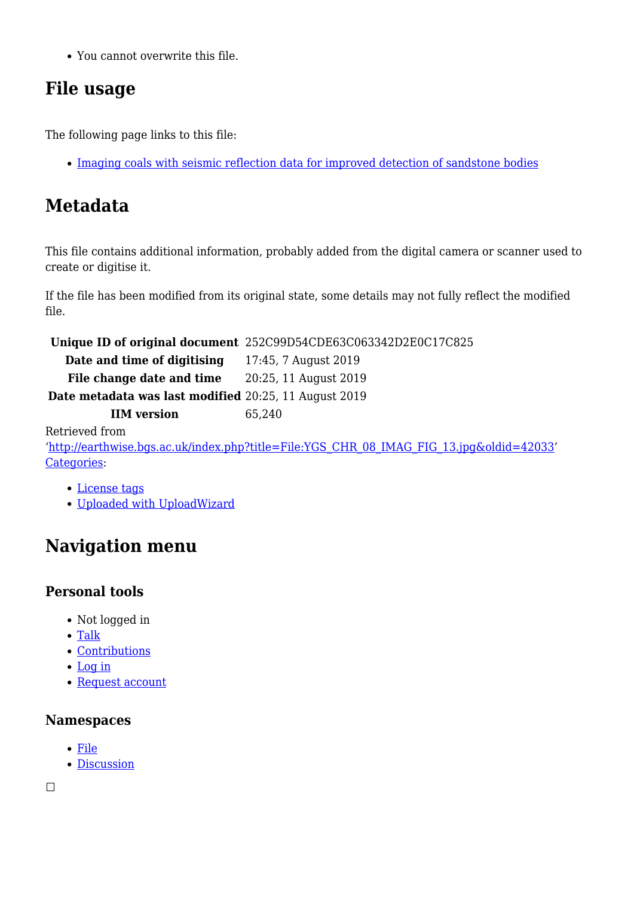- You cannot overwrite this file.

## File usage

The following page links to this file:

- Imaging coals with seismic reflection data for improved detection of sandstone bodies

## Metadata

This file contains additional information, probably added from the digital camera or scanner used to create or digitise it.

If the file has been modified from its original state, some details may not fully reflect the modified file.

| | |
|---|---|
| **Unique ID of original document** | 252C99D54CDE63C063342D2E0C17C825 |
| **Date and time of digitising** | 17:45, 7 August 2019 |
| **File change date and time** | 20:25, 11 August 2019 |
| **Date metadata was last modified** | 20:25, 11 August 2019 |
| **IIM version** | 65,240 |

Retrieved from 'http://earthwise.bgs.ac.uk/index.php?title=File:YGS_CHR_08_IMAG_FIG_13.jpg&oldid=42033'
Categories:

- License tags
- Uploaded with UploadWizard

## Navigation menu

### Personal tools

- Not logged in
- Talk
- Contributions
- Log in
- Request account

### Namespaces

- File
- Discussion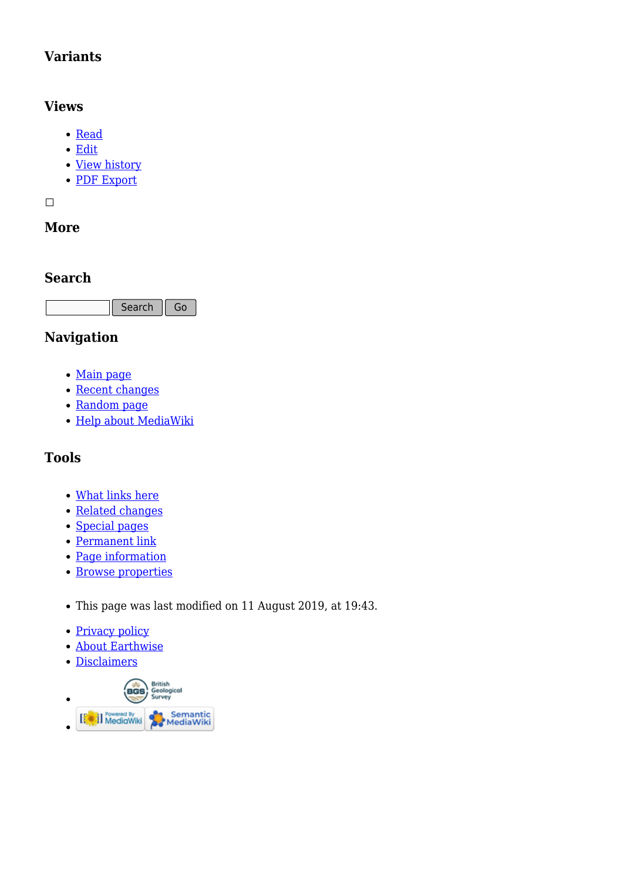### Variants

### Views

- Read
- Edit
- View history
- PDF Export

☐

### More

### Search

Search Go

### Navigation

- Main page
- Recent changes
- Random page
- Help about MediaWiki

### Tools

- What links here
- Related changes
- Special pages
- Permanent link
- Page information
- Browse properties

- This page was last modified on 11 August 2019, at 19:43.

- Privacy policy
- About Earthwise
- Disclaimers